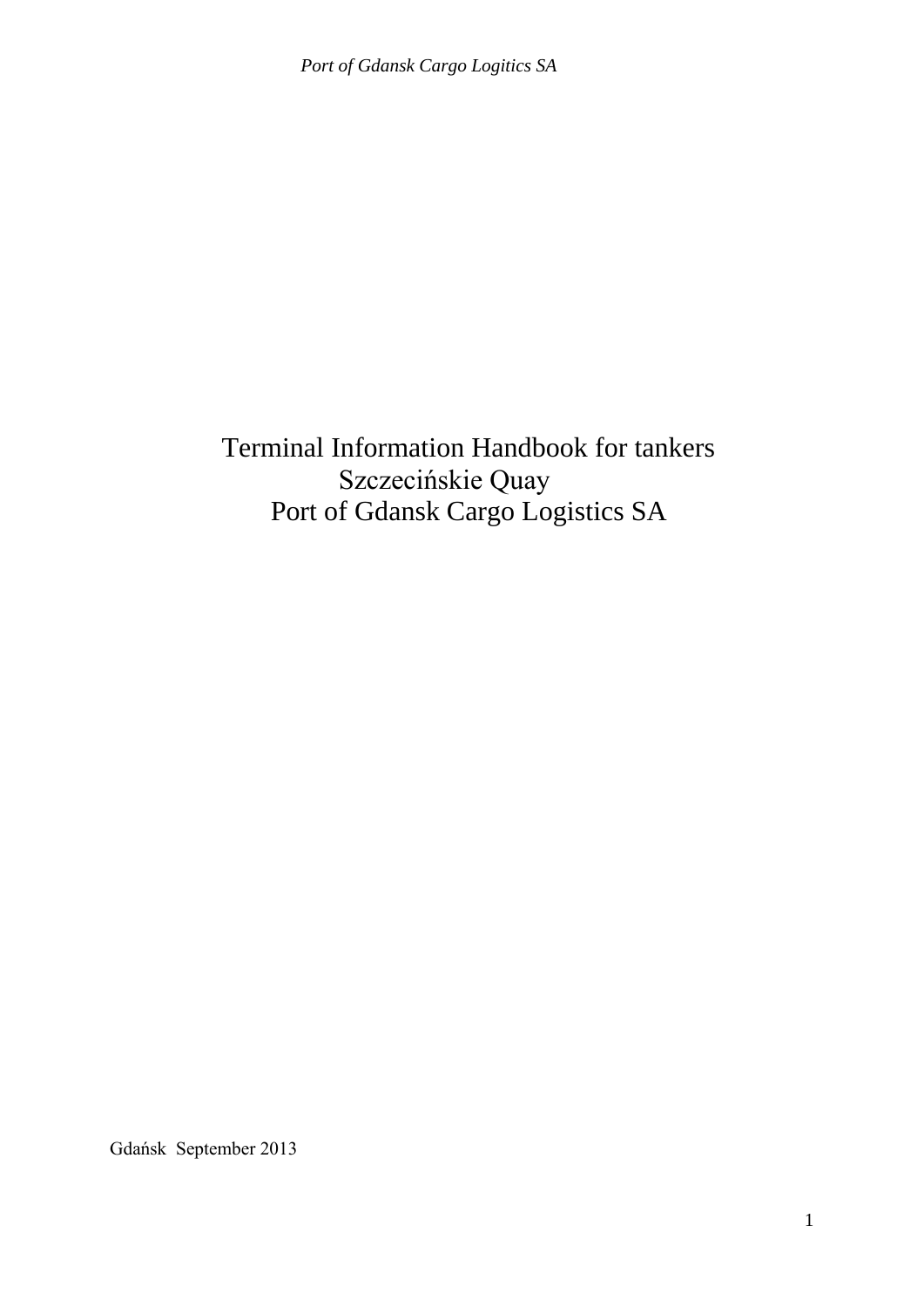# Terminal Information Handbook for tankers
## Szczecińskie Quay
## Port of Gdansk Cargo Logistics SA

Gdańsk September 2013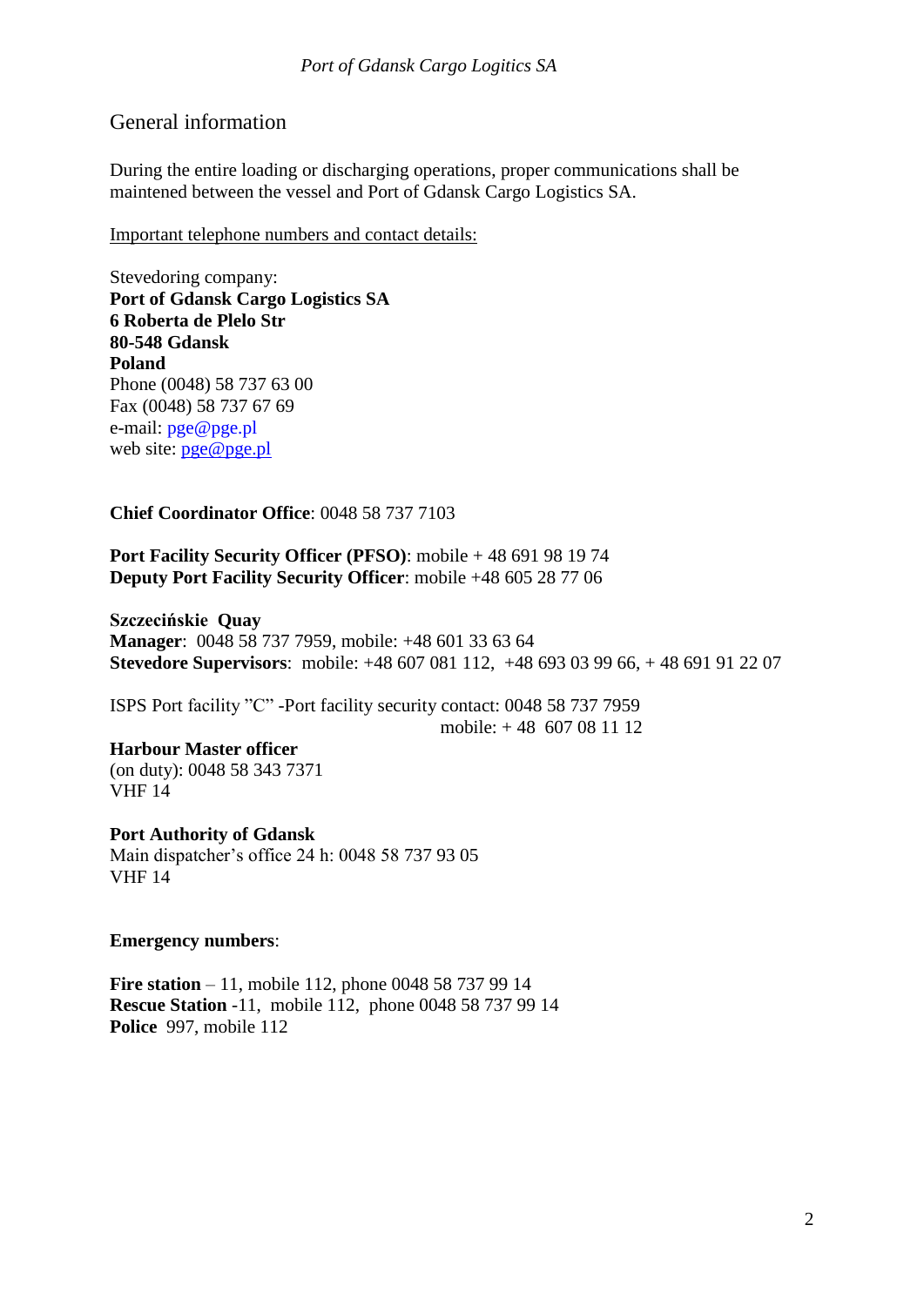## General information

During the entire loading or discharging operations, proper communications shall be maintened between the vessel and Port of Gdansk Cargo Logistics SA.

Important telephone numbers and contact details:

Stevedoring company:
**Port of Gdansk Cargo Logistics SA**
**6 Roberta de Plelo Str**
**80-548 Gdansk**
**Poland**
Phone (0048) 58 737 63 00
Fax (0048) 58 737 67 69
e-mail: pge@pge.pl
web site: pge@pge.pl

**Chief Coordinator Office**: 0048 58 737 7103

**Port Facility Security Officer (PFSO)**: mobile + 48 691 98 19 74
**Deputy Port Facility Security Officer**: mobile +48 605 28 77 06

**Szczecińskie Quay**
**Manager**: 0048 58 737 7959, mobile: +48 601 33 63 64
**Stevedore Supervisors**: mobile: +48 607 081 112, +48 693 03 99 66, + 48 691 91 22 07

ISPS Port facility "C" -Port facility security contact: 0048 58 737 7959
mobile: + 48 607 08 11 12

**Harbour Master officer**
(on duty): 0048 58 343 7371
VHF 14

**Port Authority of Gdansk**
Main dispatcher's office 24 h: 0048 58 737 93 05
VHF 14

**Emergency numbers**:

**Fire station** – 11, mobile 112, phone 0048 58 737 99 14
**Rescue Station** -11, mobile 112, phone 0048 58 737 99 14
**Police** 997, mobile 112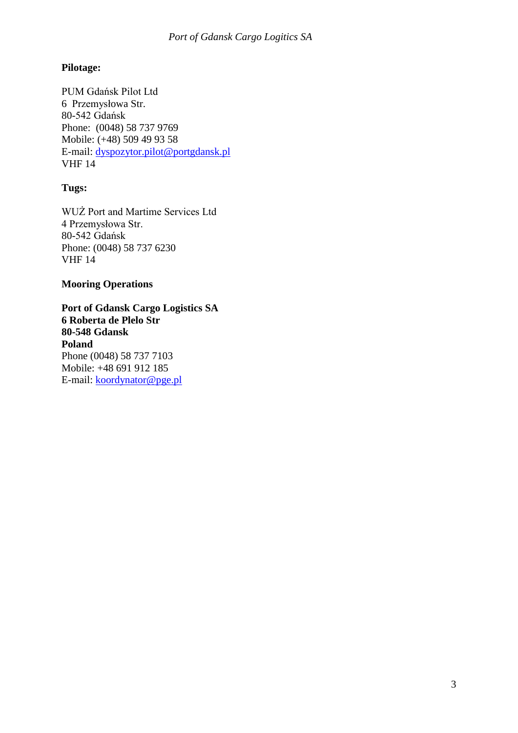**Pilotage:**

PUM Gdańsk Pilot Ltd
6 Przemysłowa Str.
80-542 Gdańsk
Phone: (0048) 58 737 9769
Mobile: (+48) 509 49 93 58
E-mail: dyspozytor.pilot@portgdansk.pl
VHF 14

**Tugs:**

WUŻ Port and Martime Services Ltd
4 Przemysłowa Str.
80-542 Gdańsk
Phone: (0048) 58 737 6230
VHF 14

**Mooring Operations**

**Port of Gdansk Cargo Logistics SA**
**6 Roberta de Plelo Str**
**80-548 Gdansk**
**Poland**
Phone (0048) 58 737 7103
Mobile: +48 691 912 185
E-mail: koordynator@pge.pl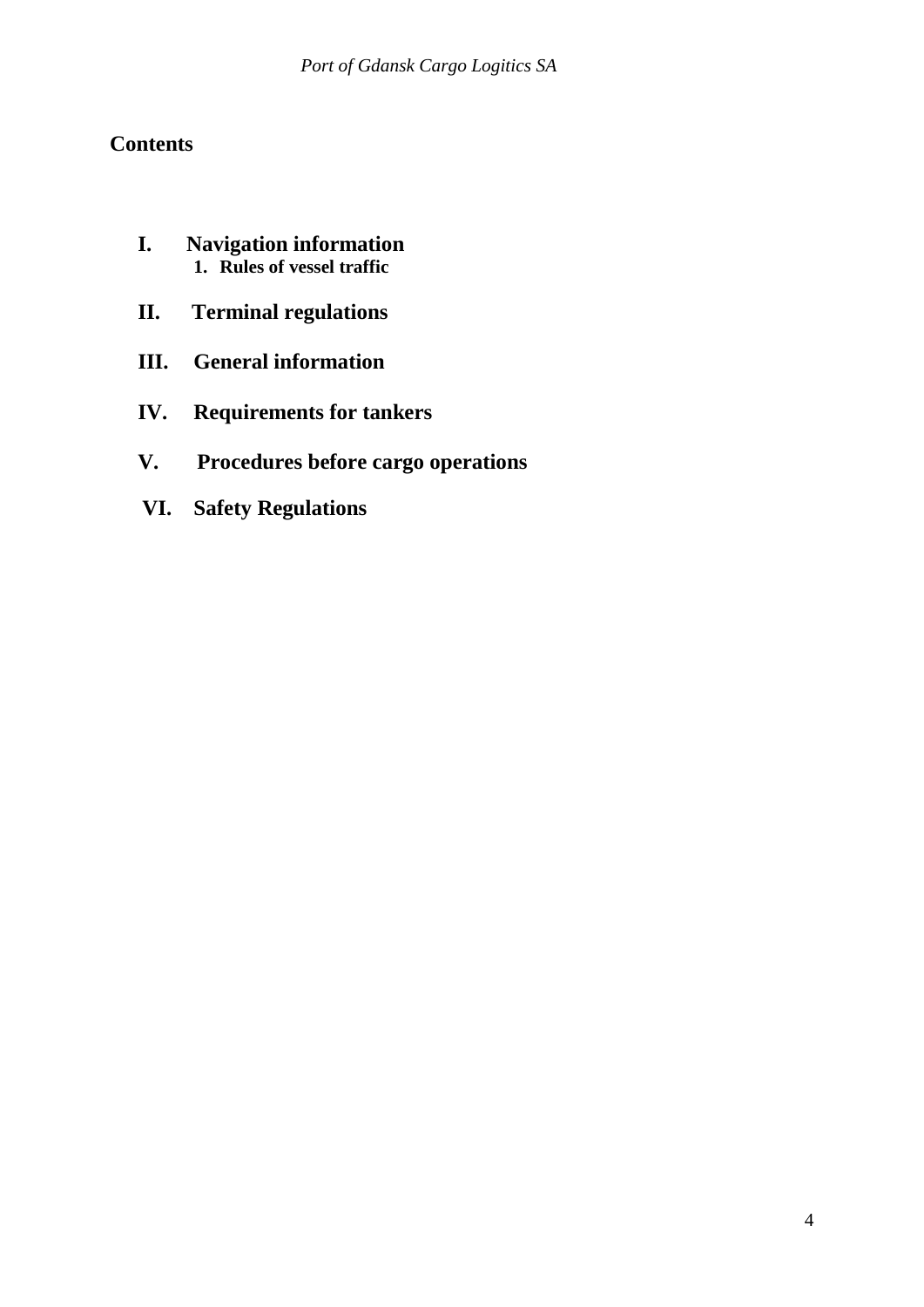## Contents

- **I. Navigation information**
  - **1. Rules of vessel traffic**
- **II. Terminal regulations**
- **III. General information**
- **IV. Requirements for tankers**
- **V. Procedures before cargo operations**
- **VI. Safety Regulations**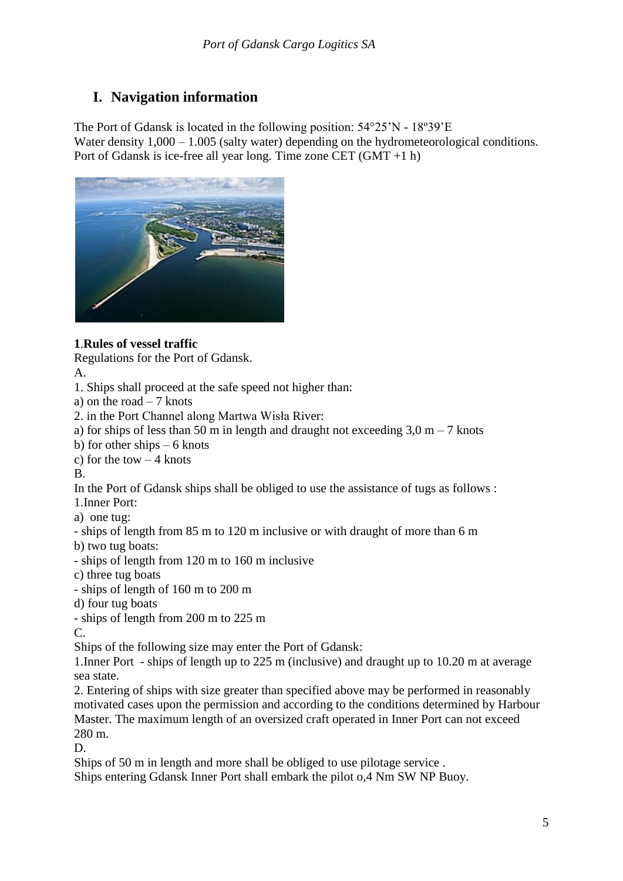*Port of Gdansk Cargo Logitics SA*

# I. Navigation information

The Port of Gdansk is located in the following position: 54°25'N - 18º39'E
Water density 1,000 – 1.005 (salty water) depending on the hydrometeorological conditions.
Port of Gdansk is ice-free all year long. Time zone CET (GMT +1 h)

**1.Rules of vessel traffic**

Regulations for the Port of Gdansk.

A.

1. Ships shall proceed at the safe speed not higher than:

a) on the road – 7 knots

2. in the Port Channel along Martwa Wisła River:

a) for ships of less than 50 m in length and draught not exceeding 3,0 m – 7 knots

b) for other ships – 6 knots

c) for the tow – 4 knots

B.

In the Port of Gdansk ships shall be obliged to use the assistance of tugs as follows :

1.Inner Port:

a) one tug:

- ships of length from 85 m to 120 m inclusive or with draught of more than 6 m

b) two tug boats:

- ships of length from 120 m to 160 m inclusive

c) three tug boats

- ships of length of 160 m to 200 m

d) four tug boats

- ships of length from 200 m to 225 m

C.

Ships of the following size may enter the Port of Gdansk:

1.Inner Port - ships of length up to 225 m (inclusive) and draught up to 10.20 m at average sea state.

2. Entering of ships with size greater than specified above may be performed in reasonably motivated cases upon the permission and according to the conditions determined by Harbour Master. The maximum length of an oversized craft operated in Inner Port can not exceed 280 m.

D.

Ships of 50 m in length and more shall be obliged to use pilotage service .

Ships entering Gdansk Inner Port shall embark the pilot o,4 Nm SW NP Buoy.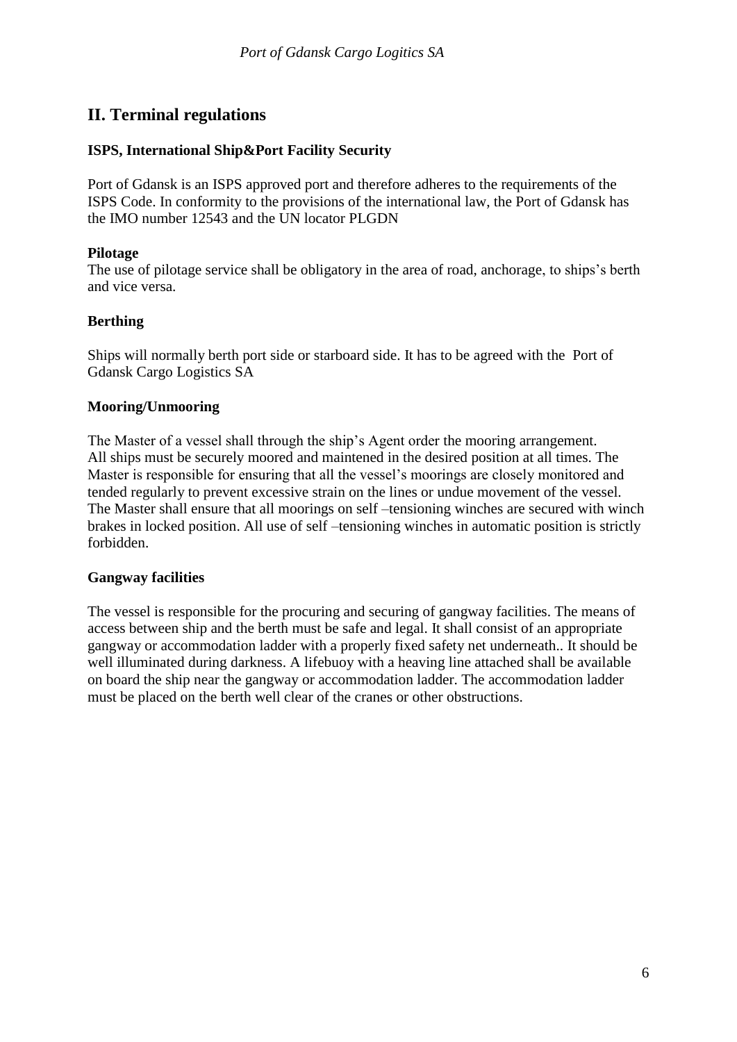## II. Terminal regulations

### ISPS, International Ship&Port Facility Security

Port of Gdansk is an ISPS approved port and therefore adheres to the requirements of the ISPS Code. In conformity to the provisions of the international law, the Port of Gdansk has the IMO number 12543 and the UN locator PLGDN

### Pilotage

The use of pilotage service shall be obligatory in the area of road, anchorage, to ships's berth and vice versa.

### Berthing

Ships will normally berth port side or starboard side. It has to be agreed with the Port of Gdansk Cargo Logistics SA

### Mooring/Unmooring

The Master of a vessel shall through the ship's Agent order the mooring arrangement. All ships must be securely moored and maintened in the desired position at all times. The Master is responsible for ensuring that all the vessel's moorings are closely monitored and tended regularly to prevent excessive strain on the lines or undue movement of the vessel. The Master shall ensure that all moorings on self –tensioning winches are secured with winch brakes in locked position. All use of self –tensioning winches in automatic position is strictly forbidden.

### Gangway facilities

The vessel is responsible for the procuring and securing of gangway facilities. The means of access between ship and the berth must be safe and legal. It shall consist of an appropriate gangway or accommodation ladder with a properly fixed safety net underneath.. It should be well illuminated during darkness. A lifebuoy with a heaving line attached shall be available on board the ship near the gangway or accommodation ladder. The accommodation ladder must be placed on the berth well clear of the cranes or other obstructions.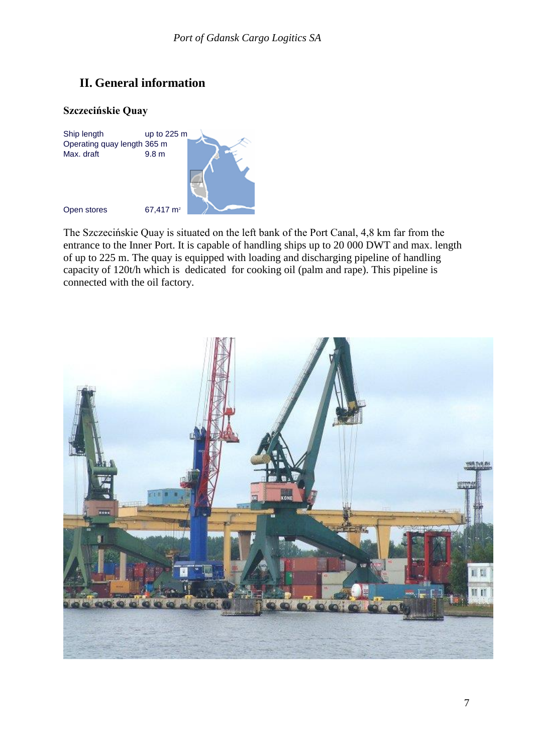## II. General information

### Szczecińskie Quay

| | |
|---|---|
| Ship length | up to 225 m |
| Operating quay length | 365 m |
| Max. draft | 9.8 m |
| Open stores | 67,417 m² |

The Szczecińskie Quay is situated on the left bank of the Port Canal, 4,8 km far from the entrance to the Inner Port. It is capable of handling ships up to 20 000 DWT and max. length of up to 225 m. The quay is equipped with loading and discharging pipeline of handling capacity of 120t/h which is dedicated for cooking oil (palm and rape). This pipeline is connected with the oil factory.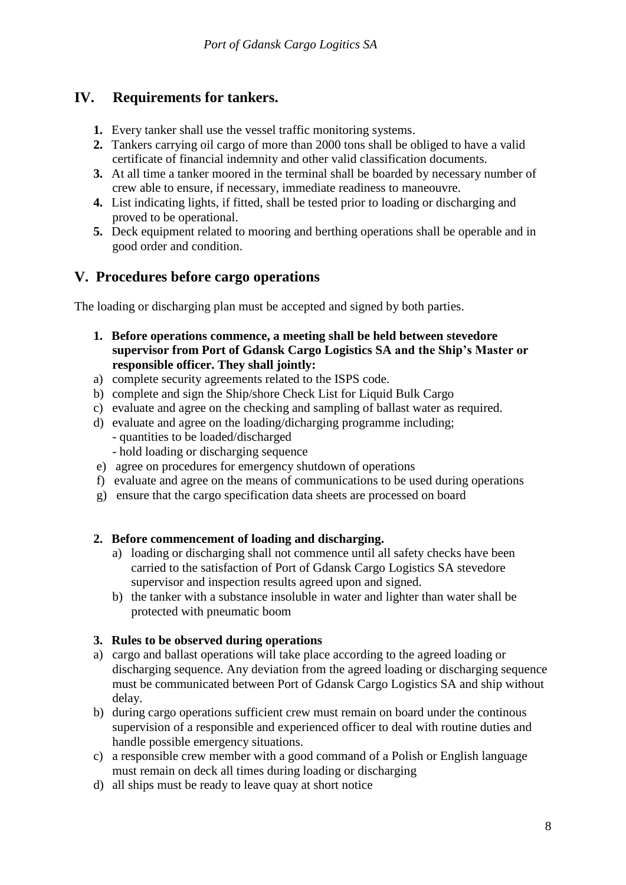## IV. Requirements for tankers.

1. Every tanker shall use the vessel traffic monitoring systems.
2. Tankers carrying oil cargo of more than 2000 tons shall be obliged to have a valid certificate of financial indemnity and other valid classification documents.
3. At all time a tanker moored in the terminal shall be boarded by necessary number of crew able to ensure, if necessary, immediate readiness to maneouvre.
4. List indicating lights, if fitted, shall be tested prior to loading or discharging and proved to be operational.
5. Deck equipment related to mooring and berthing operations shall be operable and in good order and condition.

## V. Procedures before cargo operations

The loading or discharging plan must be accepted and signed by both parties.

**1. Before operations commence, a meeting shall be held between stevedore supervisor from Port of Gdansk Cargo Logistics SA and the Ship's Master or responsible officer. They shall jointly:**

a) complete security agreements related to the ISPS code.
b) complete and sign the Ship/shore Check List for Liquid Bulk Cargo
c) evaluate and agree on the checking and sampling of ballast water as required.
d) evaluate and agree on the loading/dicharging programme including;
   - quantities to be loaded/discharged
   - hold loading or discharging sequence
e) agree on procedures for emergency shutdown of operations
f) evaluate and agree on the means of communications to be used during operations
g) ensure that the cargo specification data sheets are processed on board

**2. Before commencement of loading and discharging.**

a) loading or discharging shall not commence until all safety checks have been carried to the satisfaction of Port of Gdansk Cargo Logistics SA stevedore supervisor and inspection results agreed upon and signed.
b) the tanker with a substance insoluble in water and lighter than water shall be protected with pneumatic boom

**3. Rules to be observed during operations**

a) cargo and ballast operations will take place according to the agreed loading or discharging sequence. Any deviation from the agreed loading or discharging sequence must be communicated between Port of Gdansk Cargo Logistics SA and ship without delay.
b) during cargo operations sufficient crew must remain on board under the continous supervision of a responsible and experienced officer to deal with routine duties and handle possible emergency situations.
c) a responsible crew member with a good command of a Polish or English language must remain on deck all times during loading or discharging
d) all ships must be ready to leave quay at short notice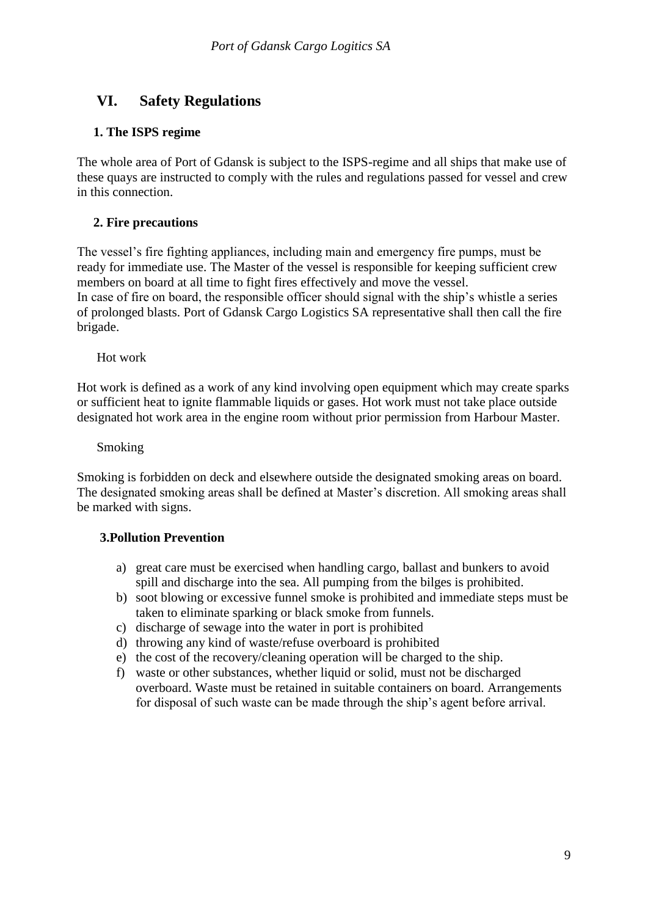## VI. Safety Regulations

### 1. The ISPS regime

The whole area of Port of Gdansk is subject to the ISPS-regime and all ships that make use of these quays are instructed to comply with the rules and regulations passed for vessel and crew in this connection.

### 2. Fire precautions

The vessel's fire fighting appliances, including main and emergency fire pumps, must be ready for immediate use. The Master of the vessel is responsible for keeping sufficient crew members on board at all time to fight fires effectively and move the vessel.
In case of fire on board, the responsible officer should signal with the ship's whistle a series of prolonged blasts. Port of Gdansk Cargo Logistics SA representative shall then call the fire brigade.

Hot work

Hot work is defined as a work of any kind involving open equipment which may create sparks or sufficient heat to ignite flammable liquids or gases. Hot work must not take place outside designated hot work area in the engine room without prior permission from Harbour Master.

Smoking

Smoking is forbidden on deck and elsewhere outside the designated smoking areas on board. The designated smoking areas shall be defined at Master's discretion. All smoking areas shall be marked with signs.

### 3.Pollution Prevention

a) great care must be exercised when handling cargo, ballast and bunkers to avoid spill and discharge into the sea. All pumping from the bilges is prohibited.
b) soot blowing or excessive funnel smoke is prohibited and immediate steps must be taken to eliminate sparking or black smoke from funnels.
c) discharge of sewage into the water in port is prohibited
d) throwing any kind of waste/refuse overboard is prohibited
e) the cost of the recovery/cleaning operation will be charged to the ship.
f) waste or other substances, whether liquid or solid, must not be discharged overboard. Waste must be retained in suitable containers on board. Arrangements for disposal of such waste can be made through the ship's agent before arrival.